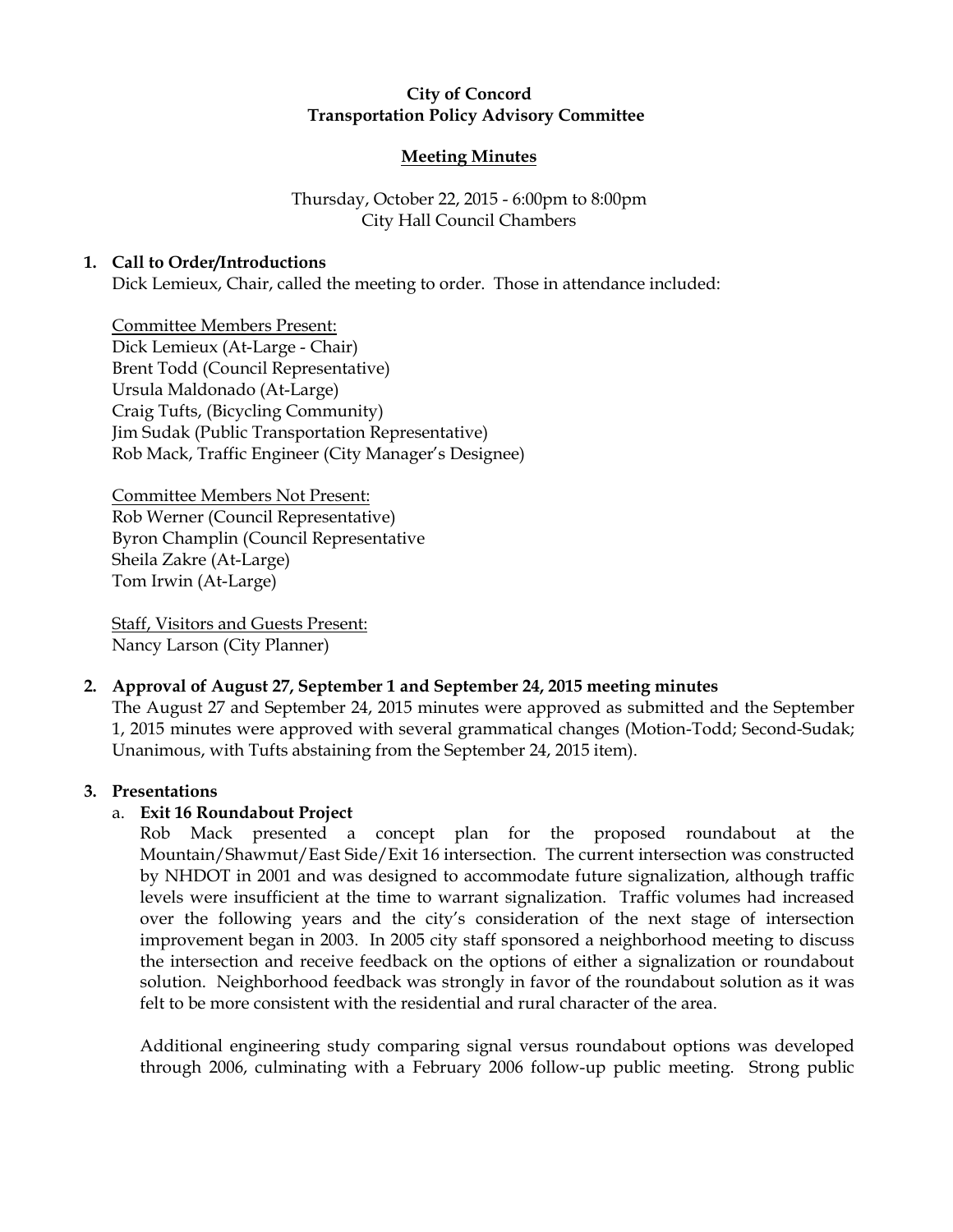**City of Concord**
**Transportation Policy Advisory Committee**

**Meeting Minutes**

Thursday, October 22, 2015 - 6:00pm to 8:00pm
City Hall Council Chambers

**1. Call to Order/Introductions**

Dick Lemieux, Chair, called the meeting to order. Those in attendance included:

Committee Members Present:
Dick Lemieux (At-Large - Chair)
Brent Todd (Council Representative)
Ursula Maldonado (At-Large)
Craig Tufts, (Bicycling Community)
Jim Sudak (Public Transportation Representative)
Rob Mack, Traffic Engineer (City Manager's Designee)

Committee Members Not Present:
Rob Werner (Council Representative)
Byron Champlin (Council Representative
Sheila Zakre (At-Large)
Tom Irwin (At-Large)

Staff, Visitors and Guests Present:
Nancy Larson (City Planner)

**2. Approval of August 27, September 1 and September 24, 2015 meeting minutes**

The August 27 and September 24, 2015 minutes were approved as submitted and the September 1, 2015 minutes were approved with several grammatical changes (Motion-Todd; Second-Sudak; Unanimous, with Tufts abstaining from the September 24, 2015 item).

**3. Presentations**

a. **Exit 16 Roundabout Project**

Rob Mack presented a concept plan for the proposed roundabout at the Mountain/Shawmut/East Side/Exit 16 intersection. The current intersection was constructed by NHDOT in 2001 and was designed to accommodate future signalization, although traffic levels were insufficient at the time to warrant signalization. Traffic volumes had increased over the following years and the city's consideration of the next stage of intersection improvement began in 2003. In 2005 city staff sponsored a neighborhood meeting to discuss the intersection and receive feedback on the options of either a signalization or roundabout solution. Neighborhood feedback was strongly in favor of the roundabout solution as it was felt to be more consistent with the residential and rural character of the area.

Additional engineering study comparing signal versus roundabout options was developed through 2006, culminating with a February 2006 follow-up public meeting. Strong public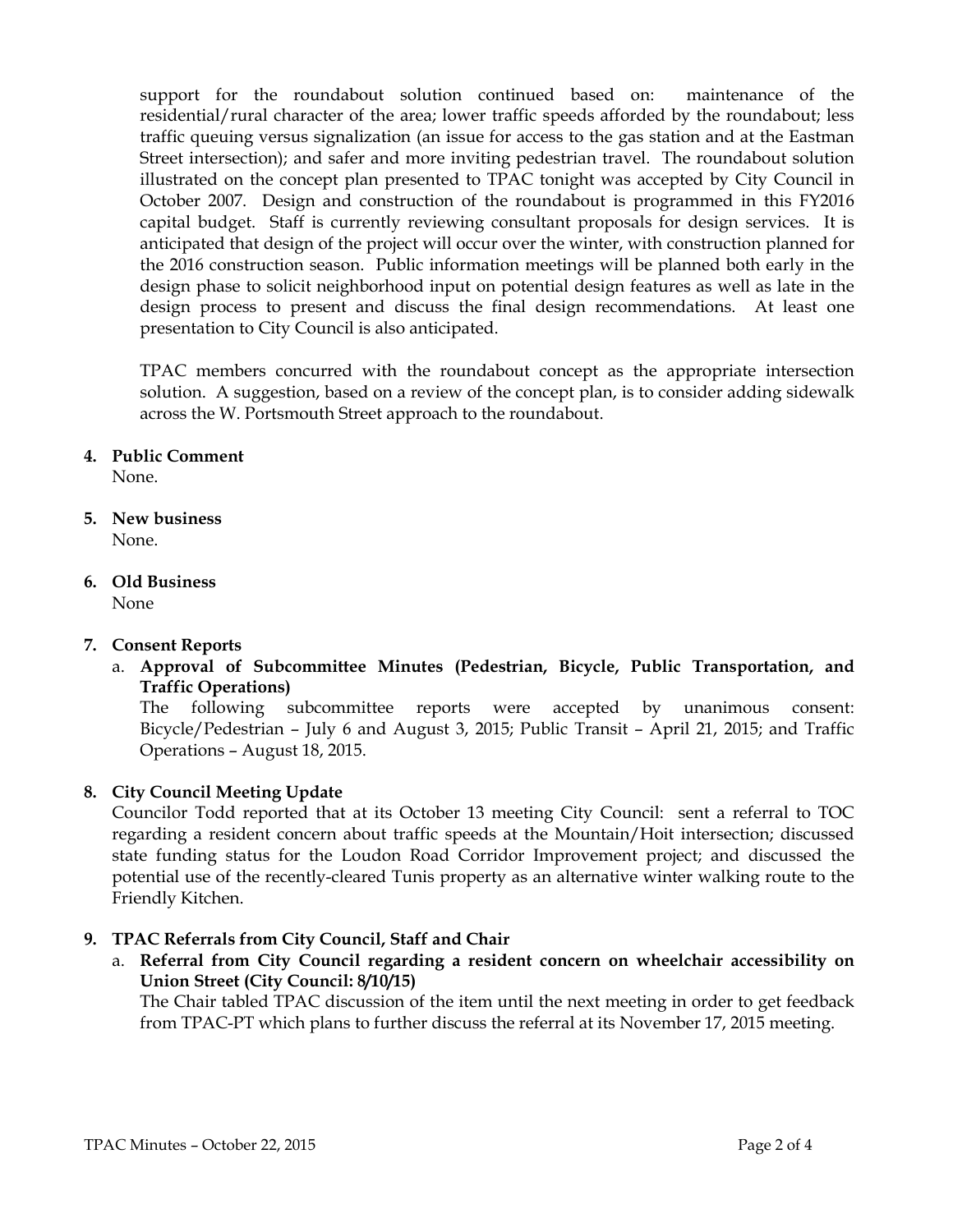support for the roundabout solution continued based on: maintenance of the residential/rural character of the area; lower traffic speeds afforded by the roundabout; less traffic queuing versus signalization (an issue for access to the gas station and at the Eastman Street intersection); and safer and more inviting pedestrian travel. The roundabout solution illustrated on the concept plan presented to TPAC tonight was accepted by City Council in October 2007. Design and construction of the roundabout is programmed in this FY2016 capital budget. Staff is currently reviewing consultant proposals for design services. It is anticipated that design of the project will occur over the winter, with construction planned for the 2016 construction season. Public information meetings will be planned both early in the design phase to solicit neighborhood input on potential design features as well as late in the design process to present and discuss the final design recommendations. At least one presentation to City Council is also anticipated.

TPAC members concurred with the roundabout concept as the appropriate intersection solution. A suggestion, based on a review of the concept plan, is to consider adding sidewalk across the W. Portsmouth Street approach to the roundabout.

**4. Public Comment**
None.

**5. New business**
None.

**6. Old Business**
None

**7. Consent Reports**

a. **Approval of Subcommittee Minutes (Pedestrian, Bicycle, Public Transportation, and Traffic Operations)**
The following subcommittee reports were accepted by unanimous consent: Bicycle/Pedestrian – July 6 and August 3, 2015; Public Transit – April 21, 2015; and Traffic Operations – August 18, 2015.

**8. City Council Meeting Update**
Councilor Todd reported that at its October 13 meeting City Council: sent a referral to TOC regarding a resident concern about traffic speeds at the Mountain/Hoit intersection; discussed state funding status for the Loudon Road Corridor Improvement project; and discussed the potential use of the recently-cleared Tunis property as an alternative winter walking route to the Friendly Kitchen.

**9. TPAC Referrals from City Council, Staff and Chair**

a. **Referral from City Council regarding a resident concern on wheelchair accessibility on Union Street (City Council: 8/10/15)**
The Chair tabled TPAC discussion of the item until the next meeting in order to get feedback from TPAC-PT which plans to further discuss the referral at its November 17, 2015 meeting.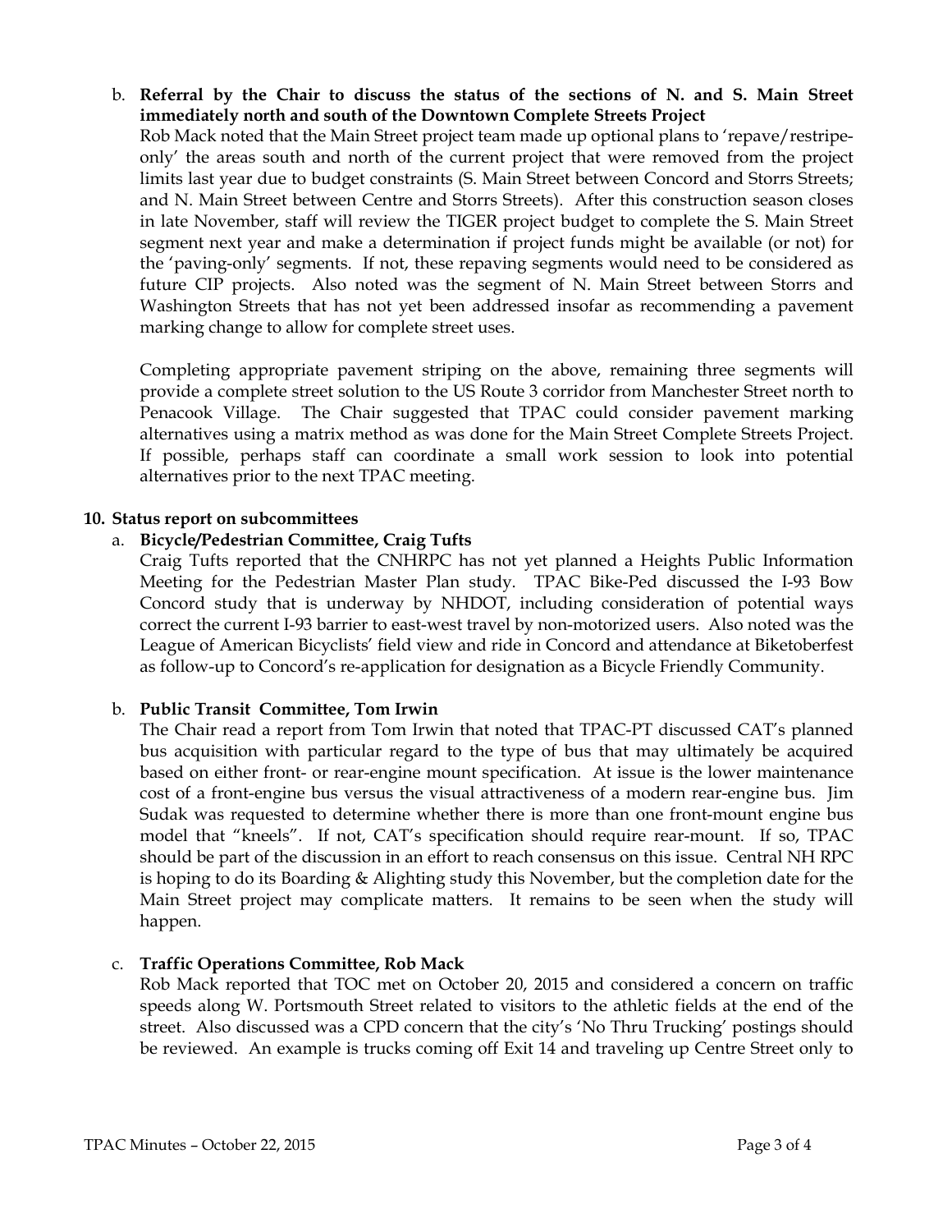b. **Referral by the Chair to discuss the status of the sections of N. and S. Main Street immediately north and south of the Downtown Complete Streets Project**

Rob Mack noted that the Main Street project team made up optional plans to 'repave/restripe-only' the areas south and north of the current project that were removed from the project limits last year due to budget constraints (S. Main Street between Concord and Storrs Streets; and N. Main Street between Centre and Storrs Streets). After this construction season closes in late November, staff will review the TIGER project budget to complete the S. Main Street segment next year and make a determination if project funds might be available (or not) for the 'paving-only' segments. If not, these repaving segments would need to be considered as future CIP projects. Also noted was the segment of N. Main Street between Storrs and Washington Streets that has not yet been addressed insofar as recommending a pavement marking change to allow for complete street uses.

Completing appropriate pavement striping on the above, remaining three segments will provide a complete street solution to the US Route 3 corridor from Manchester Street north to Penacook Village. The Chair suggested that TPAC could consider pavement marking alternatives using a matrix method as was done for the Main Street Complete Streets Project. If possible, perhaps staff can coordinate a small work session to look into potential alternatives prior to the next TPAC meeting.

**10. Status report on subcommittees**

a. **Bicycle/Pedestrian Committee, Craig Tufts**

Craig Tufts reported that the CNHRPC has not yet planned a Heights Public Information Meeting for the Pedestrian Master Plan study. TPAC Bike-Ped discussed the I-93 Bow Concord study that is underway by NHDOT, including consideration of potential ways correct the current I-93 barrier to east-west travel by non-motorized users. Also noted was the League of American Bicyclists' field view and ride in Concord and attendance at Biketoberfest as follow-up to Concord's re-application for designation as a Bicycle Friendly Community.

b. **Public Transit Committee, Tom Irwin**

The Chair read a report from Tom Irwin that noted that TPAC-PT discussed CAT's planned bus acquisition with particular regard to the type of bus that may ultimately be acquired based on either front- or rear-engine mount specification. At issue is the lower maintenance cost of a front-engine bus versus the visual attractiveness of a modern rear-engine bus. Jim Sudak was requested to determine whether there is more than one front-mount engine bus model that "kneels". If not, CAT's specification should require rear-mount. If so, TPAC should be part of the discussion in an effort to reach consensus on this issue. Central NH RPC is hoping to do its Boarding & Alighting study this November, but the completion date for the Main Street project may complicate matters. It remains to be seen when the study will happen.

c. **Traffic Operations Committee, Rob Mack**

Rob Mack reported that TOC met on October 20, 2015 and considered a concern on traffic speeds along W. Portsmouth Street related to visitors to the athletic fields at the end of the street. Also discussed was a CPD concern that the city's 'No Thru Trucking' postings should be reviewed. An example is trucks coming off Exit 14 and traveling up Centre Street only to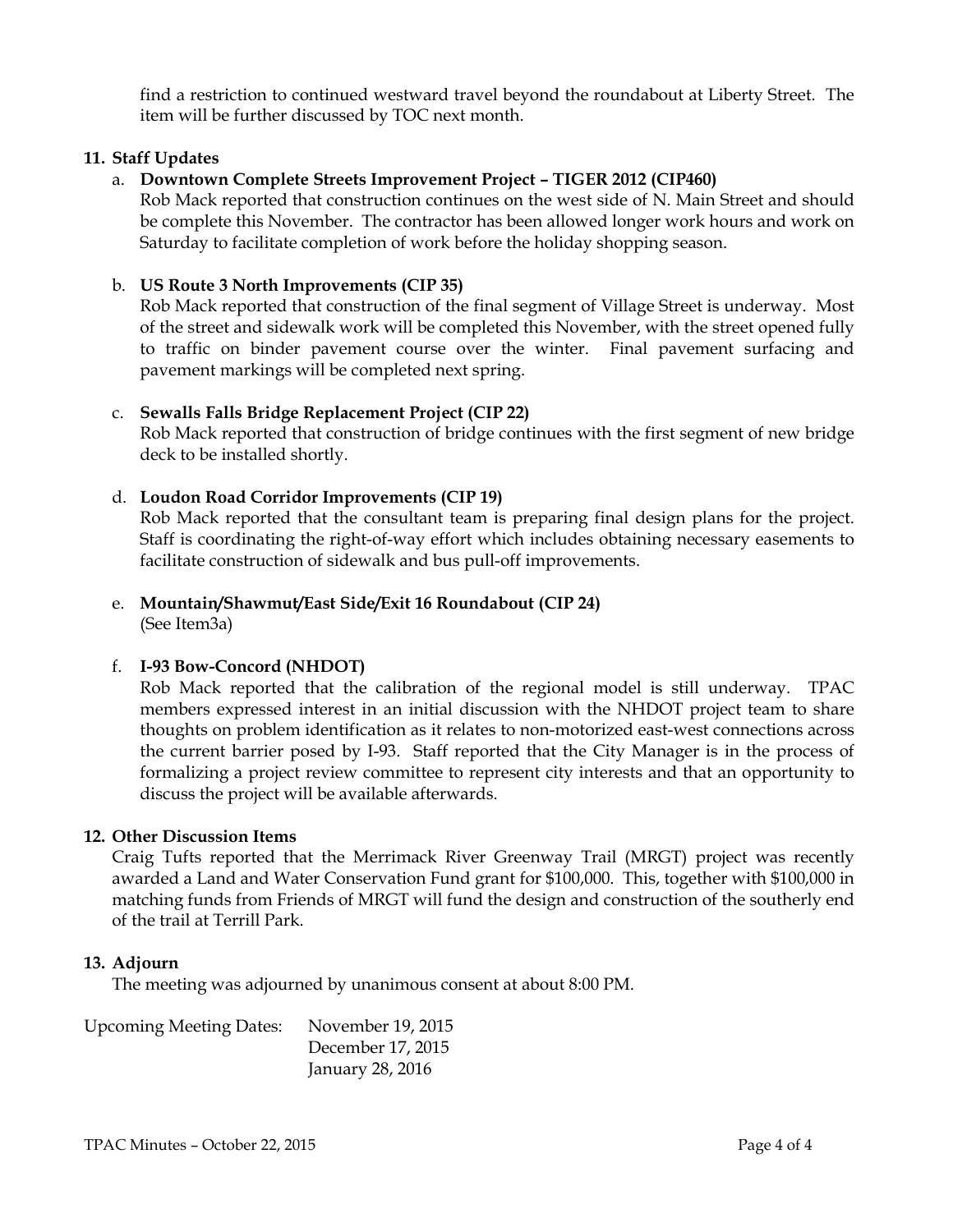find a restriction to continued westward travel beyond the roundabout at Liberty Street. The item will be further discussed by TOC next month.

**11. Staff Updates**

a. **Downtown Complete Streets Improvement Project – TIGER 2012 (CIP460)**
Rob Mack reported that construction continues on the west side of N. Main Street and should be complete this November. The contractor has been allowed longer work hours and work on Saturday to facilitate completion of work before the holiday shopping season.

b. **US Route 3 North Improvements (CIP 35)**
Rob Mack reported that construction of the final segment of Village Street is underway. Most of the street and sidewalk work will be completed this November, with the street opened fully to traffic on binder pavement course over the winter. Final pavement surfacing and pavement markings will be completed next spring.

c. **Sewalls Falls Bridge Replacement Project (CIP 22)**
Rob Mack reported that construction of bridge continues with the first segment of new bridge deck to be installed shortly.

d. **Loudon Road Corridor Improvements (CIP 19)**
Rob Mack reported that the consultant team is preparing final design plans for the project. Staff is coordinating the right-of-way effort which includes obtaining necessary easements to facilitate construction of sidewalk and bus pull-off improvements.

e. **Mountain/Shawmut/East Side/Exit 16 Roundabout (CIP 24)**
(See Item3a)

f. **I-93 Bow-Concord (NHDOT)**
Rob Mack reported that the calibration of the regional model is still underway. TPAC members expressed interest in an initial discussion with the NHDOT project team to share thoughts on problem identification as it relates to non-motorized east-west connections across the current barrier posed by I-93. Staff reported that the City Manager is in the process of formalizing a project review committee to represent city interests and that an opportunity to discuss the project will be available afterwards.

**12. Other Discussion Items**

Craig Tufts reported that the Merrimack River Greenway Trail (MRGT) project was recently awarded a Land and Water Conservation Fund grant for $100,000. This, together with $100,000 in matching funds from Friends of MRGT will fund the design and construction of the southerly end of the trail at Terrill Park.

**13. Adjourn**

The meeting was adjourned by unanimous consent at about 8:00 PM.

Upcoming Meeting Dates: November 19, 2015
December 17, 2015
January 28, 2016